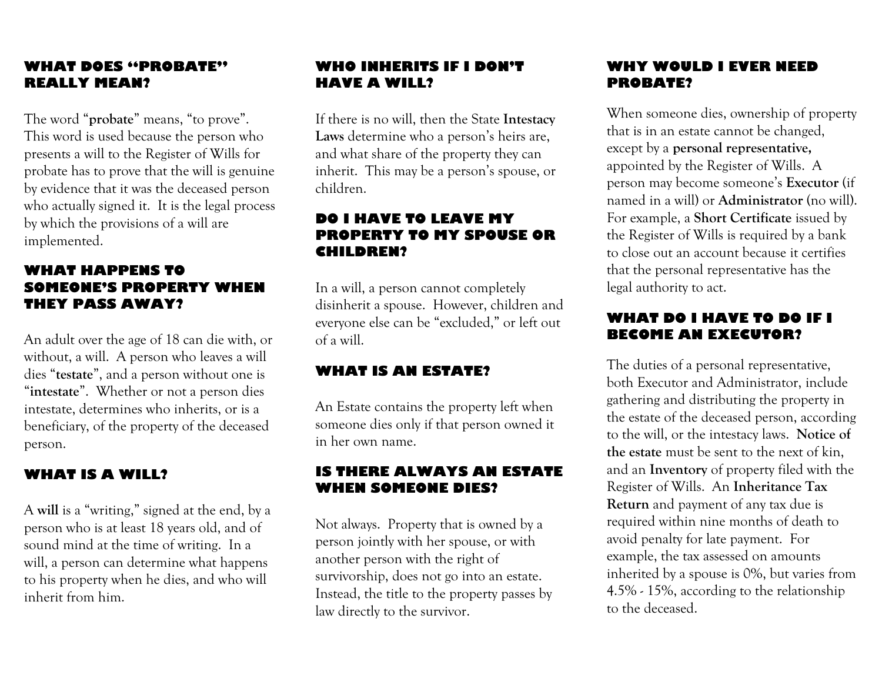## WHAT DOES "PROBATE" REALLY MEAN?

The word "**probate**" means, "to prove". This word is used because the person who presents a will to the Register of Wills for probate has to prove that the will is genuine by evidence that it was the deceased person who actually signed it. It is the legal process by which the provisions of a will are implemented.

## WHAT HAPPENS TO SOMEONE'S PROPERTY WHEN THEY PASS AWAY?

An adult over the age of 18 can die with, or without, a will. A person who leaves a will dies "**testate**", and a person without one is "**intestate**". Whether or not a person dies intestate, determines who inherits, or is a beneficiary, of the property of the deceased person.

## WHAT IS A WILL?

A **will** is a "writing," signed at the end, by a person who is at least 18 years old, and of sound mind at the time of writing. In a will, a person can determine what happens to his property when he dies, and who will inherit from him.

## WHO INHERITS IF I DON'T HAVE A WILL?

If there is no will, then the State **Intestacy Laws** determine who a person's heirs are, and what share of the property they can inherit. This may be a person's spouse, or children.

## DO I HAVE TO LEAVE MY PROPERTY TO MY SPOUSE OR CHILDREN?

In a will, a person cannot completely disinherit a spouse. However, children and everyone else can be "excluded," or left out of a will.

## WHAT IS AN ESTATE?

An Estate contains the property left when someone dies only if that person owned it in her own name.

## IS THERE ALWAYS AN ESTATE WHEN SOMEONE DIES?

Not always. Property that is owned by a person jointly with her spouse, or with another person with the right of survivorship, does not go into an estate. Instead, the title to the property passes by law directly to the survivor.

## WHY WOULD I EVER NEED PROBATE?

When someone dies, ownership of property that is in an estate cannot be changed, except by a **personal representative,** appointed by the Register of Wills. A person may become someone's **Executor** (if named in a will) or **Administrator** (no will). For example, a **Short Certificate** issued by the Register of Wills is required by a bank to close out an account because it certifies that the personal representative has the legal authority to act.

## WHAT DO I HAVE TO DO IF I BECOME AN EXECUTOR?

The duties of a personal representative, both Executor and Administrator, include gathering and distributing the property in the estate of the deceased person, according to the will, or the intestacy laws. **Notice of the estate** must be sent to the next of kin, and an **Inventory** of property filed with the Register of Wills. An **Inheritance Tax Return** and payment of any tax due is required within nine months of death to avoid penalty for late payment. For example, the tax assessed on amounts inherited by a spouse is 0%, but varies from 4.5% - 15%, according to the relationship to the deceased.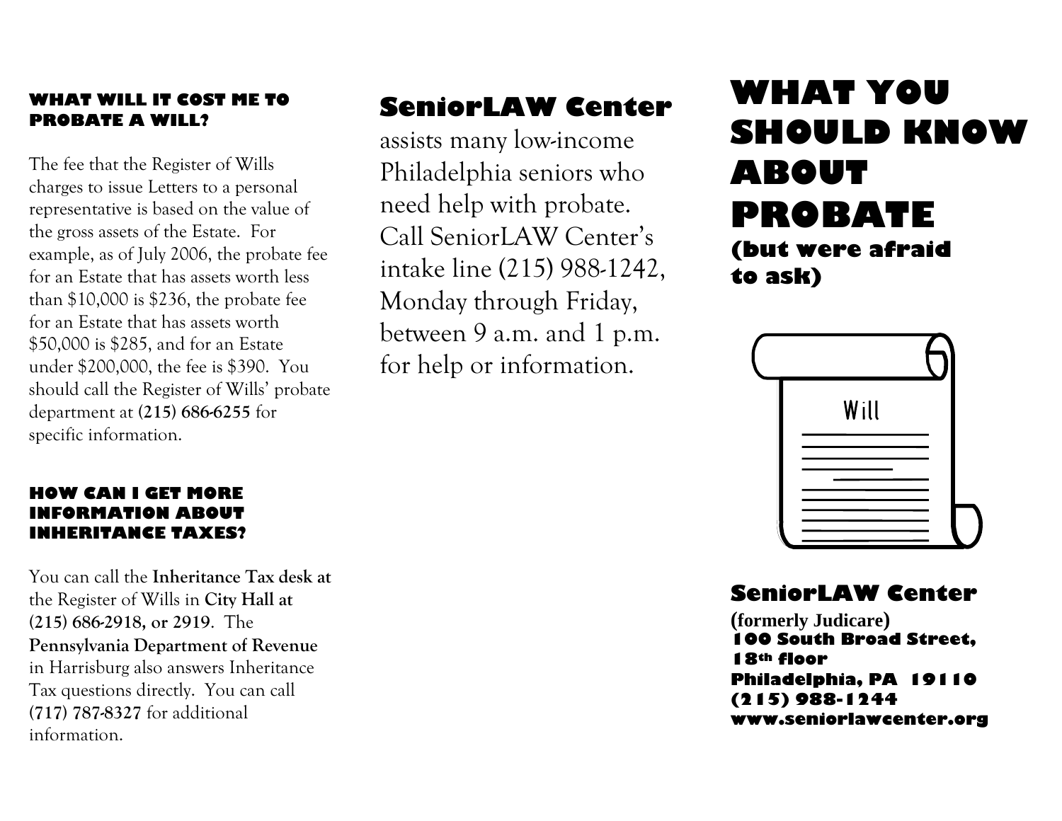## WHAT WILL IT COST ME TO PROBATE A WILL?

The fee that the Register of Wills charges to issue Letters to a personal representative is based on the value of the gross assets of the Estate. For example, as of July 2006, the probate fee for an Estate that has assets worth less than $10,000 is $236, the probate fee for an Estate that has assets worth $50,000 is $285, and for an Estate under $200,000, the fee is $390. You should call the Register of Wills' probate department at **(215) 686-6255** for specific information.

## HOW CAN I GET MORE INFORMATION ABOUT INHERITANCE TAXES?

You can call the **Inheritance Tax desk at** the Register of Wills in **City Hall at (215) 686-2918, or 2919**. The **Pennsylvania Department of Revenue** in Harrisburg also answers Inheritance Tax questions directly. You can call **(717) 787-8327** for additional information.

## SeniorLAW Center

assists many low-income Philadelphia seniors who need help with probate. Call SeniorLAW Center's intake line (215) 988-1242, Monday through Friday, between 9 a.m. and 1 p.m. for help or information.

# WHAT YOU SHOULD KNOW ABOUT PROBATE

**(but were afraid to ask)**

Will

**SeniorLAW Center**

(formerly Judicare)
**100 South Broad Street, 18th floor**
**Philadelphia, PA 19110**
**(215) 988-1244**
**www.seniorlawcenter.org**